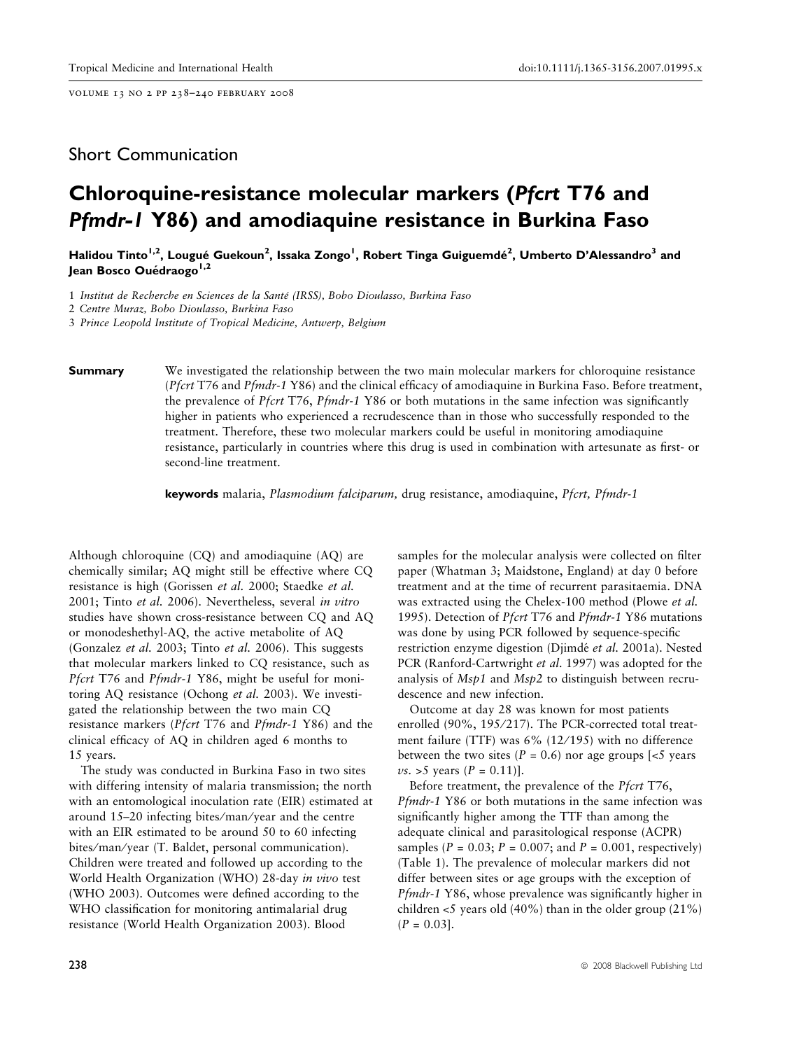Short Communication

# Chloroquine-resistance molecular markers (*Pfcrt* T76 and *Pfmdr-1* Y86) and amodiaquine resistance in Burkina Faso

**Halidou Tinto[1,2], Lougué Guekoun[2], Issaka Zongo[1], Robert Tinga Guiguemdé[2], Umberto D'Alessandro[3] and Jean Bosco Ouédraogo[1,2]**

1 *Institut de Recherche en Sciences de la Santé (IRSS), Bobo Dioulasso, Burkina Faso*
2 *Centre Muraz, Bobo Dioulasso, Burkina Faso*
3 *Prince Leopold Institute of Tropical Medicine, Antwerp, Belgium*

**Summary** We investigated the relationship between the two main molecular markers for chloroquine resistance (*Pfcrt* T76 and *Pfmdr-1* Y86) and the clinical efficacy of amodiaquine in Burkina Faso. Before treatment, the prevalence of *Pfcrt* T76, *Pfmdr-1* Y86 or both mutations in the same infection was significantly higher in patients who experienced a recrudescence than in those who successfully responded to the treatment. Therefore, these two molecular markers could be useful in monitoring amodiaquine resistance, particularly in countries where this drug is used in combination with artesunate as first- or second-line treatment.

**keywords** malaria, *Plasmodium falciparum,* drug resistance, amodiaquine, *Pfcrt, Pfmdr-1*

Although chloroquine (CQ) and amodiaquine (AQ) are chemically similar; AQ might still be effective where CQ resistance is high (Gorissen *et al.* 2000; Staedke *et al.* 2001; Tinto *et al.* 2006). Nevertheless, several *in vitro* studies have shown cross-resistance between CQ and AQ or monodeshethyl-AQ, the active metabolite of AQ (Gonzalez *et al.* 2003; Tinto *et al.* 2006). This suggests that molecular markers linked to CQ resistance, such as *Pfcrt* T76 and *Pfmdr-1* Y86, might be useful for monitoring AQ resistance (Ochong *et al.* 2003). We investigated the relationship between the two main CQ resistance markers (*Pfcrt* T76 and *Pfmdr-1* Y86) and the clinical efficacy of AQ in children aged 6 months to 15 years.

The study was conducted in Burkina Faso in two sites with differing intensity of malaria transmission; the north with an entomological inoculation rate (EIR) estimated at around 15–20 infecting bites/man/year and the centre with an EIR estimated to be around 50 to 60 infecting bites/man/year (T. Baldet, personal communication). Children were treated and followed up according to the World Health Organization (WHO) 28-day *in vivo* test (WHO 2003). Outcomes were defined according to the WHO classification for monitoring antimalarial drug resistance (World Health Organization 2003). Blood samples for the molecular analysis were collected on filter paper (Whatman 3; Maidstone, England) at day 0 before treatment and at the time of recurrent parasitaemia. DNA was extracted using the Chelex-100 method (Plowe *et al.* 1995). Detection of *Pfcrt* T76 and *Pfmdr-1* Y86 mutations was done by using PCR followed by sequence-specific restriction enzyme digestion (Djimdé *et al.* 2001a). Nested PCR (Ranford-Cartwright *et al.* 1997) was adopted for the analysis of *Msp1* and *Msp2* to distinguish between recrudescence and new infection.

Outcome at day 28 was known for most patients enrolled (90%, 195/217). The PCR-corrected total treatment failure (TTF) was 6% (12/195) with no difference between the two sites ($P = 0.6$) nor age groups [<5 years *vs.* >5 years ($P = 0.11$)].

Before treatment, the prevalence of the *Pfcrt* T76, *Pfmdr-1* Y86 or both mutations in the same infection was significantly higher among the TTF than among the adequate clinical and parasitological response (ACPR) samples ($P = 0.03$; $P = 0.007$; and $P = 0.001$, respectively) (Table 1). The prevalence of molecular markers did not differ between sites or age groups with the exception of *Pfmdr-1* Y86, whose prevalence was significantly higher in children <5 years old (40%) than in the older group (21%) ($P = 0.03$].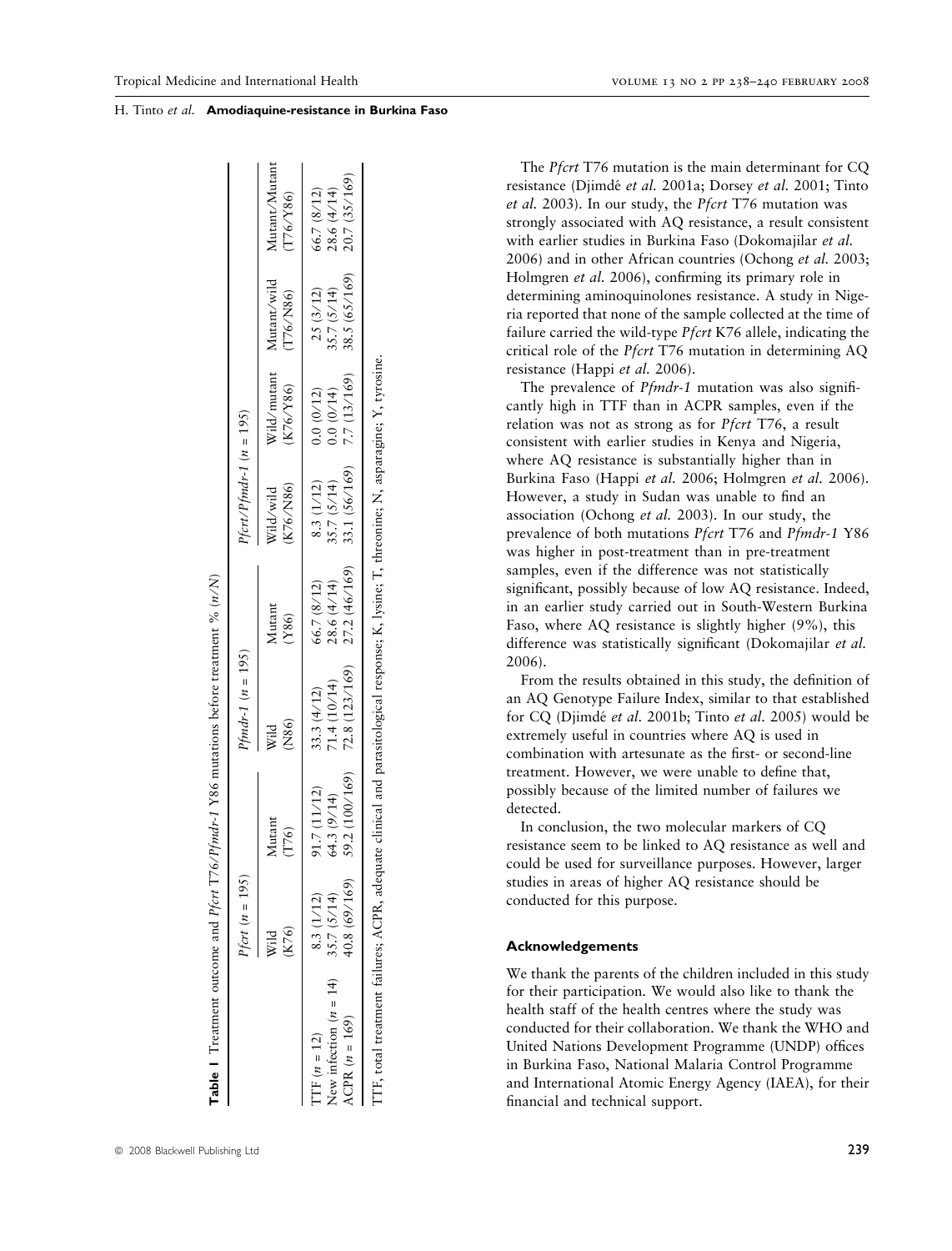**Table 1** Treatment outcome and *Pfcrt* T76/*Pfmdr-1* Y86 mutations before treatment % (n/N)

| | *Pfcrt* (n = 195) | | *Pfmdr-1* (n = 195) | | *Pfcrt*/*Pfmdr-1* (n = 195) | | | |
|---|---|---|---|---|---|---|---|---|
| | Wild (K76) | Mutant (T76) | Wild (N86) | Mutant (Y86) | Wild/wild (K76/N86) | Wild/mutant (K76/Y86) | Mutant/wild (T76/N86) | Mutant/Mutant (T76/Y86) |
| TTF (n = 12) | 8.3 (1/12) | 91.7 (11/12) | 33.3 (4/12) | 66.7 (8/12) | 8.3 (1/12) | 0.0 (0/12) | 25 (3/12) | 66.7 (8/12) |
| New infection (n = 14) | 35.7 (5/14) | 64.3 (9/14) | 71.4 (10/14) | 28.6 (4/14) | 35.7 (5/14) | 0.0 (0/14) | 35.7 (5/14) | 28.6 (4/14) |
| ACPR (n = 169) | 40.8 (69/169) | 59.2 (100/169) | 72.8 (123/169) | 27.2 (46/169) | 33.1 (56/169) | 7.7 (13/169) | 38.5 (65/169) | 20.7 (35/169) |

TTF, total treatment failures; ACPR, adequate clinical and parasitological response; K, lysine; T, threonine; N, asparagine; Y, tyrosine.

The *Pfcrt* T76 mutation is the main determinant for CQ resistance (Djimdé *et al.* 2001a; Dorsey *et al.* 2001; Tinto *et al.* 2003). In our study, the *Pfcrt* T76 mutation was strongly associated with AQ resistance, a result consistent with earlier studies in Burkina Faso (Dokomajilar *et al.* 2006) and in other African countries (Ochong *et al.* 2003; Holmgren *et al.* 2006), confirming its primary role in determining aminoquinolones resistance. A study in Nigeria reported that none of the sample collected at the time of failure carried the wild-type *Pfcrt* K76 allele, indicating the critical role of the *Pfcrt* T76 mutation in determining AQ resistance (Happi *et al.* 2006).

The prevalence of *Pfmdr-1* mutation was also significantly high in TTF than in ACPR samples, even if the relation was not as strong as for *Pfcrt* T76, a result consistent with earlier studies in Kenya and Nigeria, where AQ resistance is substantially higher than in Burkina Faso (Happi *et al.* 2006; Holmgren *et al.* 2006). However, a study in Sudan was unable to find an association (Ochong *et al.* 2003). In our study, the prevalence of both mutations *Pfcrt* T76 and *Pfmdr-1* Y86 was higher in post-treatment than in pre-treatment samples, even if the difference was not statistically significant, possibly because of low AQ resistance. Indeed, in an earlier study carried out in South-Western Burkina Faso, where AQ resistance is slightly higher (9%), this difference was statistically significant (Dokomajilar *et al.* 2006).

From the results obtained in this study, the definition of an AQ Genotype Failure Index, similar to that established for CQ (Djimdé *et al.* 2001b; Tinto *et al.* 2005) would be extremely useful in countries where AQ is used in combination with artesunate as the first- or second-line treatment. However, we were unable to define that, possibly because of the limited number of failures we detected.

In conclusion, the two molecular markers of CQ resistance seem to be linked to AQ resistance as well and could be used for surveillance purposes. However, larger studies in areas of higher AQ resistance should be conducted for this purpose.

## Acknowledgements

We thank the parents of the children included in this study for their participation. We would also like to thank the health staff of the health centres where the study was conducted for their collaboration. We thank the WHO and United Nations Development Programme (UNDP) offices in Burkina Faso, National Malaria Control Programme and International Atomic Energy Agency (IAEA), for their financial and technical support.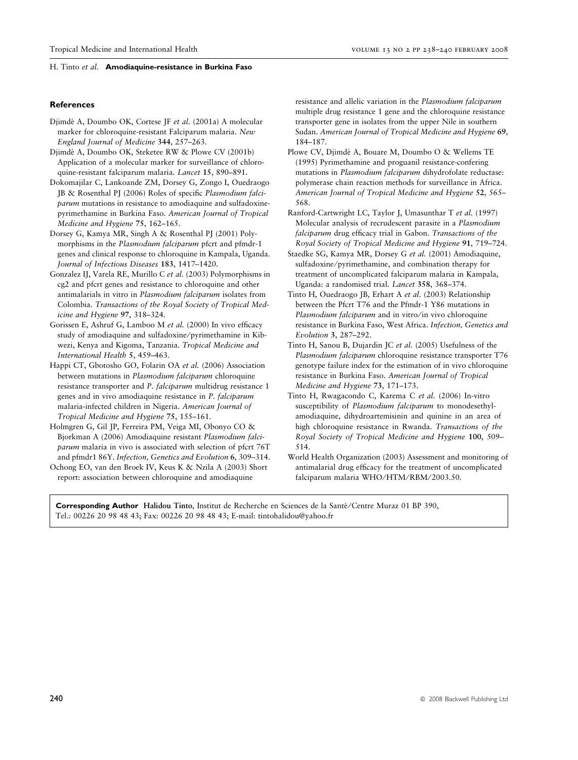## References

Djimdé A, Doumbo OK, Cortese JF *et al.* (2001a) A molecular marker for chloroquine-resistant Falciparum malaria. *New England Journal of Medicine* **344**, 257–263.

Djimdé A, Doumbo OK, Steketee RW & Plowe CV (2001b) Application of a molecular marker for surveillance of chloroquine-resistant falciparum malaria. *Lancet* **15**, 890–891.

Dokomajilar C, Lankoande ZM, Dorsey G, Zongo I, Ouedraogo JB & Rosenthal PJ (2006) Roles of specific *Plasmodium falciparum* mutations in resistance to amodiaquine and sulfadoxine-pyrimethamine in Burkina Faso. *American Journal of Tropical Medicine and Hygiene* **75**, 162–165.

Dorsey G, Kamya MR, Singh A & Rosenthal PJ (2001) Polymorphisms in the *Plasmodium falciparum* pfcrt and pfmdr-1 genes and clinical response to chloroquine in Kampala, Uganda. *Journal of Infectious Diseases* **183**, 1417–1420.

Gonzalez IJ, Varela RE, Murillo C *et al.* (2003) Polymorphisms in cg2 and pfcrt genes and resistance to chloroquine and other antimalarials in vitro in *Plasmodium falciparum* isolates from Colombia. *Transactions of the Royal Society of Tropical Medicine and Hygiene* **97**, 318–324.

Gorissen E, Ashruf G, Lamboo M *et al.* (2000) In vivo efficacy study of amodiaquine and sulfadoxine/pyrimethamine in Kibwezi, Kenya and Kigoma, Tanzania. *Tropical Medicine and International Health* **5**, 459–463.

Happi CT, Gbotosho GO, Folarin OA *et al.* (2006) Association between mutations in *Plasmodium falciparum* chloroquine resistance transporter and *P. falciparum* multidrug resistance 1 genes and in vivo amodiaquine resistance in *P. falciparum* malaria-infected children in Nigeria. *American Journal of Tropical Medicine and Hygiene* **75**, 155–161.

Holmgren G, Gil JP, Ferreira PM, Veiga MI, Obonyo CO & Bjorkman A (2006) Amodiaquine resistant *Plasmodium falciparum* malaria in vivo is associated with selection of pfcrt 76T and pfmdr1 86Y. *Infection, Genetics and Evolution* **6**, 309–314.

Ochong EO, van den Broek IV, Keus K & Nzila A (2003) Short report: association between chloroquine and amodiaquine resistance and allelic variation in the *Plasmodium falciparum* multiple drug resistance 1 gene and the chloroquine resistance transporter gene in isolates from the upper Nile in southern Sudan. *American Journal of Tropical Medicine and Hygiene* **69**, 184–187.

Plowe CV, Djimdé A, Bouare M, Doumbo O & Wellems TE (1995) Pyrimethamine and proguanil resistance-confering mutations in *Plasmodium falciparum* dihydrofolate reductase: polymerase chain reaction methods for surveillance in Africa. *American Journal of Tropical Medicine and Hygiene* **52**, 565–568.

Ranford-Cartwright LC, Taylor J, Umasunthar T *et al.* (1997) Molecular analysis of recrudescent parasite in a *Plasmodium falciparum* drug efficacy trial in Gabon. *Transactions of the Royal Society of Tropical Medicine and Hygiene* **91**, 719–724.

Staedke SG, Kamya MR, Dorsey G *et al.* (2001) Amodiaquine, sulfadoxine/pyrimethamine, and combination therapy for treatment of uncomplicated falciparum malaria in Kampala, Uganda: a randomised trial. *Lancet* **358**, 368–374.

Tinto H, Ouedraogo JB, Erhart A *et al.* (2003) Relationship between the Pfcrt T76 and the Pfmdr-1 Y86 mutations in *Plasmodium falciparum* and in vitro/in vivo chloroquine resistance in Burkina Faso, West Africa. *Infection, Genetics and Evolution* **3**, 287–292.

Tinto H, Sanou B, Dujardin JC *et al.* (2005) Usefulness of the *Plasmodium falciparum* chloroquine resistance transporter T76 genotype failure index for the estimation of in vivo chloroquine resistance in Burkina Faso. *American Journal of Tropical Medicine and Hygiene* **73**, 171–173.

Tinto H, Rwagacondo C, Karema C *et al.* (2006) In-vitro susceptibility of *Plasmodium falciparum* to monodesethylamodiaquine, dihydroartemisinin and quinine in an area of high chloroquine resistance in Rwanda. *Transactions of the Royal Society of Tropical Medicine and Hygiene* **100**, 509–514.

World Health Organization (2003) Assessment and monitoring of antimalarial drug efficacy for the treatment of uncomplicated falciparum malaria WHO/HTM/RBM/2003.50.

**Corresponding Author** Halidou Tinto, Institut de Recherche en Sciences de la Santé/Centre Muraz 01 BP 390, Tel.: 00226 20 98 48 43; Fax: 00226 20 98 48 43; E-mail: tintohalidou@yahoo.fr